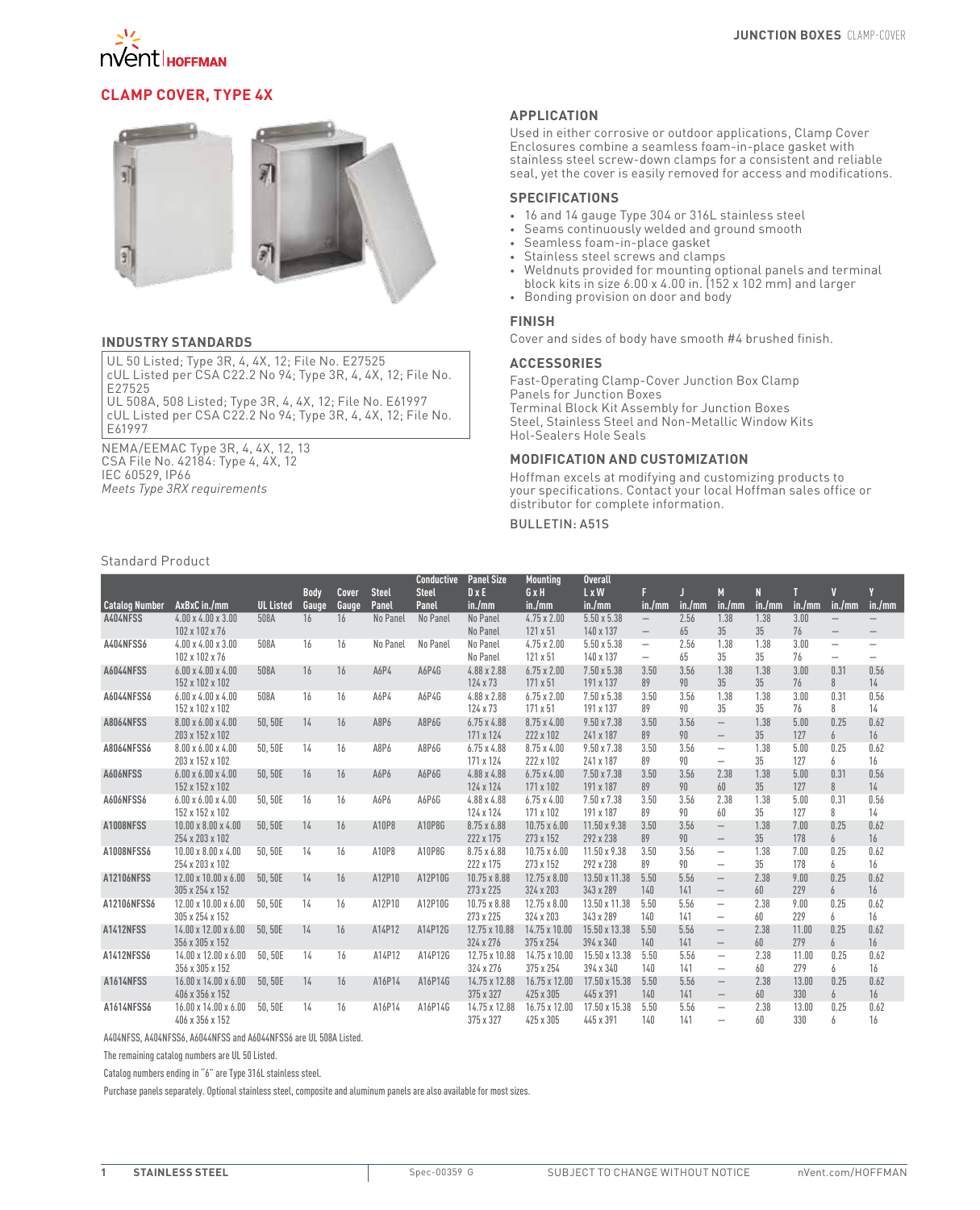# CLAMP COVER, TYPE 4X

## INDUSTRY STANDARDS

UL 50 Listed; Type 3R, 4, 4X, 12; File No. E27525
cUL Listed per CSA C22.2 No 94; Type 3R, 4, 4X, 12; File No. E27525
UL 508A, 508 Listed; Type 3R, 4, 4X, 12; File No. E61997
cUL Listed per CSA C22.2 No 94; Type 3R, 4, 4X, 12; File No. E61997

NEMA/EEMAC Type 3R, 4, 4X, 12, 13
CSA File No. 42184: Type 4, 4X, 12
IEC 60529, IP66
*Meets Type 3RX requirements*

## APPLICATION

Used in either corrosive or outdoor applications, Clamp Cover Enclosures combine a seamless foam-in-place gasket with stainless steel screw-down clamps for a consistent and reliable seal, yet the cover is easily removed for access and modifications.

## SPECIFICATIONS

- 16 and 14 gauge Type 304 or 316L stainless steel
- Seams continuously welded and ground smooth
- Seamless foam-in-place gasket
- Stainless steel screws and clamps
- Weldnuts provided for mounting optional panels and terminal block kits in size 6.00 x 4.00 in. (152 x 102 mm) and larger
- Bonding provision on door and body

## FINISH

Cover and sides of body have smooth #4 brushed finish.

## ACCESSORIES

Fast-Operating Clamp-Cover Junction Box Clamp
Panels for Junction Boxes
Terminal Block Kit Assembly for Junction Boxes
Steel, Stainless Steel and Non-Metallic Window Kits
Hol-Sealers Hole Seals

## MODIFICATION AND CUSTOMIZATION

Hoffman excels at modifying and customizing products to your specifications. Contact your local Hoffman sales office or distributor for complete information.

BULLETIN: A51S

Standard Product

| Catalog Number | AxBxC in./mm | UL Listed | Body Gauge | Cover Gauge | Steel Panel | Conductive Steel Panel | Panel Size D x E in./mm | Mounting G x H in./mm | Overall L x W in./mm | F in./mm | J in./mm | M in./mm | N in./mm | T in./mm | V in./mm | Y in./mm |
|---|---|---|---|---|---|---|---|---|---|---|---|---|---|---|---|---|
| A404NFSS | 4.00 x 4.00 x 3.00<br>102 x 102 x 76 | 508A | 16 | 16 | No Panel | No Panel | No Panel<br>No Panel | 4.75 x 2.00<br>121 x 51 | 5.50 x 5.38<br>140 x 137 | —<br>— | 2.56<br>65 | 1.38<br>35 | 1.38<br>35 | 3.00<br>76 | —<br>— | —<br>— |
| A404NFSS6 | 4.00 x 4.00 x 3.00<br>102 x 102 x 76 | 508A | 16 | 16 | No Panel | No Panel | No Panel<br>No Panel | 4.75 x 2.00<br>121 x 51 | 5.50 x 5.38<br>140 x 137 | —<br>— | 2.56<br>65 | 1.38<br>35 | 1.38<br>35 | 3.00<br>76 | —<br>— | —<br>— |
| A6044NFSS | 6.00 x 4.00 x 4.00<br>152 x 102 x 102 | 508A | 16 | 16 | A6P4 | A6P4G | 4.88 x 2.88<br>124 x 73 | 6.75 x 2.00<br>171 x 51 | 7.50 x 5.38<br>191 x 137 | 3.50<br>89 | 3.56<br>90 | 1.38<br>35 | 1.38<br>35 | 3.00<br>76 | 0.31<br>8 | 0.56<br>14 |
| A6044NFSS6 | 6.00 x 4.00 x 4.00<br>152 x 102 x 102 | 508A | 16 | 16 | A6P4 | A6P4G | 4.88 x 2.88<br>124 x 73 | 6.75 x 2.00<br>171 x 51 | 7.50 x 5.38<br>191 x 137 | 3.50<br>89 | 3.56<br>90 | 1.38<br>35 | 1.38<br>35 | 3.00<br>76 | 0.31<br>8 | 0.56<br>14 |
| A8064NFSS | 8.00 x 6.00 x 4.00<br>203 x 152 x 102 | 50, 50E | 14 | 16 | A8P6 | A8P6G | 6.75 x 4.88<br>171 x 124 | 8.75 x 4.00<br>222 x 102 | 9.50 x 7.38<br>241 x 187 | 3.50<br>89 | 3.56<br>90 | —<br>— | 1.38<br>35 | 5.00<br>127 | 0.25<br>6 | 0.62<br>16 |
| A8064NFSS6 | 8.00 x 6.00 x 4.00<br>203 x 152 x 102 | 50, 50E | 14 | 16 | A8P6 | A8P6G | 6.75 x 4.88<br>171 x 124 | 8.75 x 4.00<br>222 x 102 | 9.50 x 7.38<br>241 x 187 | 3.50<br>89 | 3.56<br>90 | —<br>— | 1.38<br>35 | 5.00<br>127 | 0.25<br>6 | 0.62<br>16 |
| A606NFSS | 6.00 x 6.00 x 4.00<br>152 x 152 x 102 | 50, 50E | 16 | 16 | A6P6 | A6P6G | 4.88 x 4.88<br>124 x 124 | 6.75 x 4.00<br>171 x 102 | 7.50 x 7.38<br>191 x 187 | 3.50<br>89 | 3.56<br>90 | 2.38<br>60 | 1.38<br>35 | 5.00<br>127 | 0.31<br>8 | 0.56<br>14 |
| A606NFSS6 | 6.00 x 6.00 x 4.00<br>152 x 152 x 102 | 50, 50E | 16 | 16 | A6P6 | A6P6G | 4.88 x 4.88<br>124 x 124 | 6.75 x 4.00<br>171 x 102 | 7.50 x 7.38<br>191 x 187 | 3.50<br>89 | 3.56<br>90 | 2.38<br>60 | 1.38<br>35 | 5.00<br>127 | 0.31<br>8 | 0.56<br>14 |
| A1008NFSS | 10.00 x 8.00 x 4.00<br>254 x 203 x 102 | 50, 50E | 14 | 16 | A10P8 | A10P8G | 8.75 x 6.88<br>222 x 175 | 10.75 x 6.00<br>273 x 152 | 11.50 x 9.38<br>292 x 238 | 3.50<br>89 | 3.56<br>90 | —<br>— | 1.38<br>35 | 7.00<br>178 | 0.25<br>6 | 0.62<br>16 |
| A1008NFSS6 | 10.00 x 8.00 x 4.00<br>254 x 203 x 102 | 50, 50E | 14 | 16 | A10P8 | A10P8G | 8.75 x 6.88<br>222 x 175 | 10.75 x 6.00<br>273 x 152 | 11.50 x 9.38<br>292 x 238 | 3.50<br>89 | 3.56<br>90 | —<br>— | 1.38<br>35 | 7.00<br>178 | 0.25<br>6 | 0.62<br>16 |
| A12106NFSS | 12.00 x 10.00 x 6.00<br>305 x 254 x 152 | 50, 50E | 14 | 16 | A12P10 | A12P10G | 10.75 x 8.88<br>273 x 225 | 12.75 x 8.00<br>324 x 203 | 13.50 x 11.38<br>343 x 289 | 5.50<br>140 | 5.56<br>141 | —<br>— | 2.38<br>60 | 9.00<br>229 | 0.25<br>6 | 0.62<br>16 |
| A12106NFSS6 | 12.00 x 10.00 x 6.00<br>305 x 254 x 152 | 50, 50E | 14 | 16 | A12P10 | A12P10G | 10.75 x 8.88<br>273 x 225 | 12.75 x 8.00<br>324 x 203 | 13.50 x 11.38<br>343 x 289 | 5.50<br>140 | 5.56<br>141 | —<br>— | 2.38<br>60 | 9.00<br>229 | 0.25<br>6 | 0.62<br>16 |
| A1412NFSS | 14.00 x 12.00 x 6.00<br>356 x 305 x 152 | 50, 50E | 14 | 16 | A14P12 | A14P12G | 12.75 x 10.88<br>324 x 276 | 14.75 x 10.00<br>375 x 254 | 15.50 x 13.38<br>394 x 340 | 5.50<br>140 | 5.56<br>141 | —<br>— | 2.38<br>60 | 11.00<br>279 | 0.25<br>6 | 0.62<br>16 |
| A1412NFSS6 | 14.00 x 12.00 x 6.00<br>356 x 305 x 152 | 50, 50E | 14 | 16 | A14P12 | A14P12G | 12.75 x 10.88<br>324 x 276 | 14.75 x 10.00<br>375 x 254 | 15.50 x 13.38<br>394 x 340 | 5.50<br>140 | 5.56<br>141 | —<br>— | 2.38<br>60 | 11.00<br>279 | 0.25<br>6 | 0.62<br>16 |
| A1614NFSS | 16.00 x 14.00 x 6.00<br>406 x 356 x 152 | 50, 50E | 14 | 16 | A16P14 | A16P14G | 14.75 x 12.88<br>375 x 327 | 16.75 x 12.00<br>425 x 305 | 17.50 x 15.38<br>445 x 391 | 5.50<br>140 | 5.56<br>141 | —<br>— | 2.38<br>60 | 13.00<br>330 | 0.25<br>6 | 0.62<br>16 |
| A1614NFSS6 | 16.00 x 14.00 x 6.00<br>406 x 356 x 152 | 50, 50E | 14 | 16 | A16P14 | A16P14G | 14.75 x 12.88<br>375 x 327 | 16.75 x 12.00<br>425 x 305 | 17.50 x 15.38<br>445 x 391 | 5.50<br>140 | 5.56<br>141 | —<br>— | 2.38<br>60 | 13.00<br>330 | 0.25<br>6 | 0.62<br>16 |

A404NFSS, A404NFSS6, A6044NFSS and A6044NFSS6 are UL 508A Listed.

The remaining catalog numbers are UL 50 Listed.

Catalog numbers ending in "6" are Type 316L stainless steel.

Purchase panels separately. Optional stainless steel, composite and aluminum panels are also available for most sizes.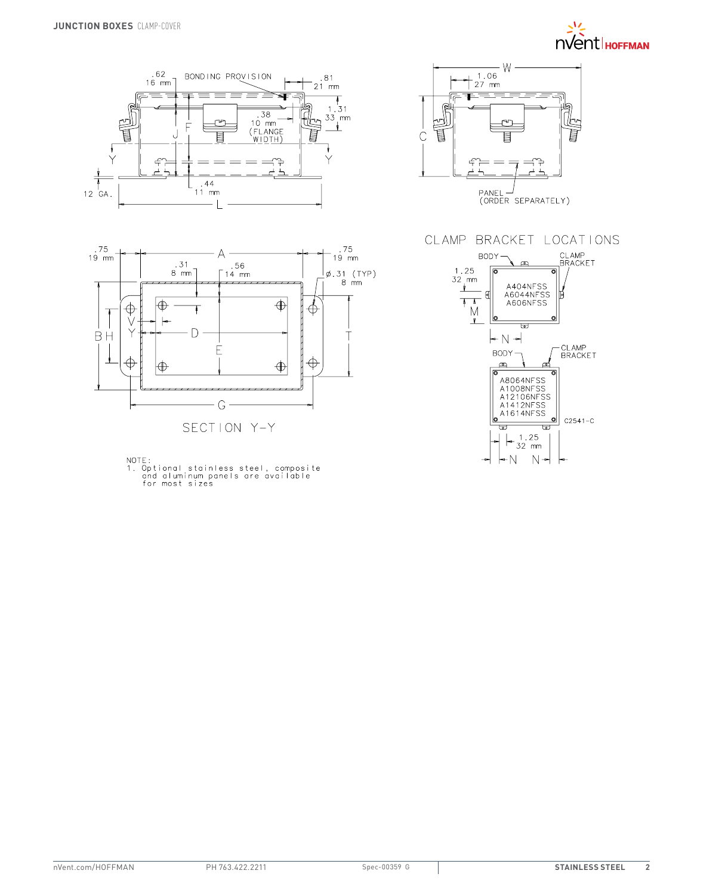.62
16 mm

BONDING PROVISION

.81
21 mm

1.31
33 mm

.38
10 mm
(FLANGE WIDTH)

J

F

Y

Y

12 GA.

.44
11 mm

L

W

1.06
27 mm

C

PANEL
(ORDER SEPARATELY)

.75
19 mm

A

.75
19 mm

.31
8 mm

.56
14 mm

ø.31 (TYP)
8 mm

B

H

V

Y

D

E

T

G

SECTION Y-Y

CLAMP BRACKET LOCATIONS

BODY

CLAMP BRACKET

1.25
32 mm

M

A404NFSS
A6044NFSS
A606NFSS

N

BODY

CLAMP BRACKET

A8064NFSS
A1008NFSS
A12106NFSS
A1412NFSS
A1614NFSS

C2541-C

1.25
32 mm

N

N

NOTE:
1. Optional stainless steel, composite and aluminum panels are available for most sizes